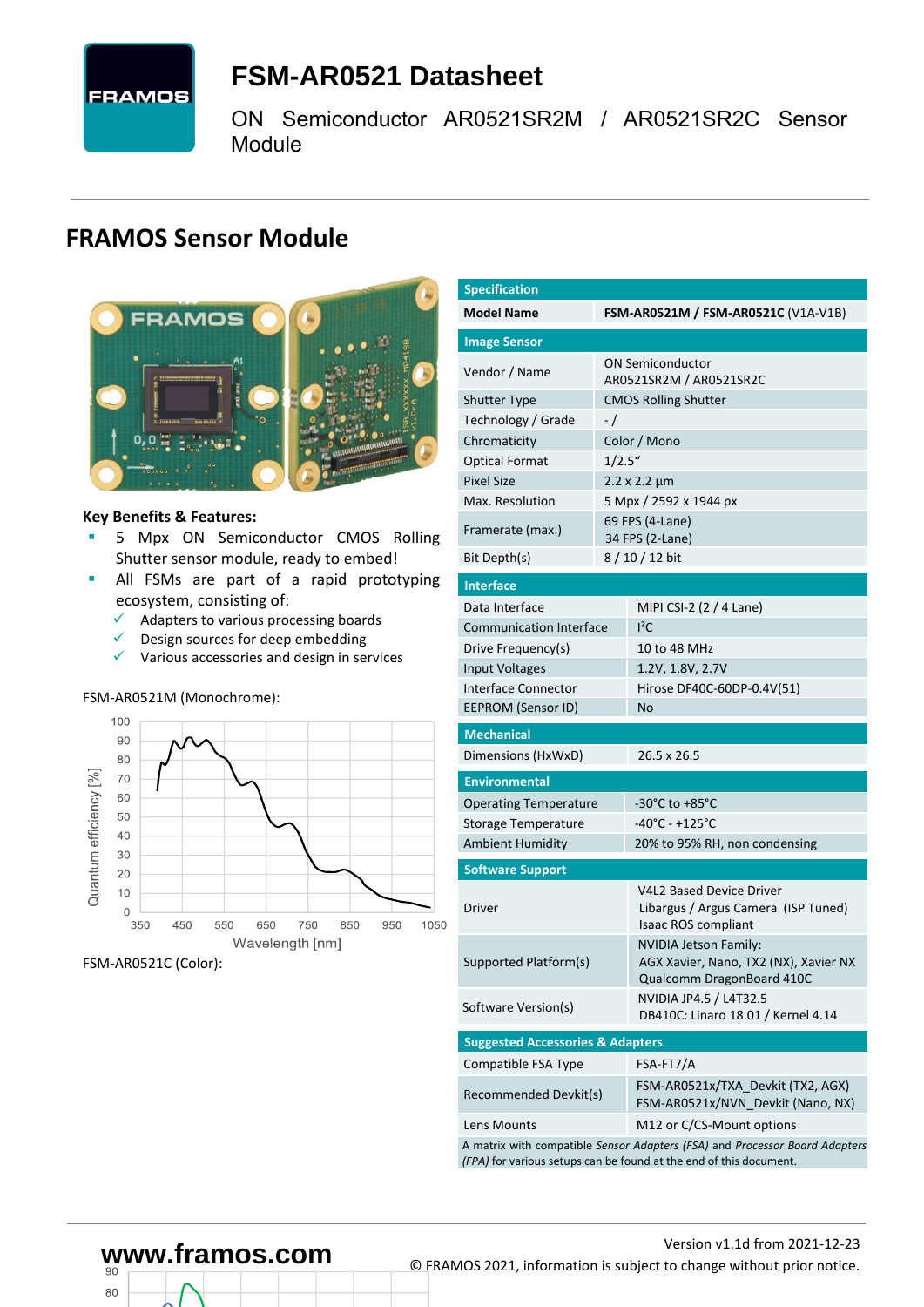# FSM-AR0521 Datasheet

ON Semiconductor AR0521SR2M / AR0521SR2C Sensor Module

## FRAMOS Sensor Module

**Key Benefits & Features:**

- 5 Mpx ON Semiconductor CMOS Rolling Shutter sensor module, ready to embed!
- All FSMs are part of a rapid prototyping ecosystem, consisting of:
  - ✓ Adapters to various processing boards
  - ✓ Design sources for deep embedding
  - ✓ Various accessories and design in services

FSM-AR0521M (Monochrome):

100
90
80
70
60
50
40
30
20
10
0
Quantum efficiency [%]
350 450 550 650 750 850 950 1050
Wavelength [nm]

FSM-AR0521C (Color):

90
80

| | |
|---|---|
| **Specification** | |
| **Model Name** | **FSM-AR0521M / FSM-AR0521C** (V1A-V1B) |
| **Image Sensor** | |
| Vendor / Name | ON Semiconductor AR0521SR2M / AR0521SR2C |
| Shutter Type | CMOS Rolling Shutter |
| Technology / Grade | - / |
| Chromaticity | Color / Mono |
| Optical Format | 1/2.5“ |
| Pixel Size | 2.2 x 2.2 µm |
| Max. Resolution | 5 Mpx / 2592 x 1944 px |
| Framerate (max.) | 69 FPS (4-Lane)<br>34 FPS (2-Lane) |
| Bit Depth(s) | 8 / 10 / 12 bit |
| **Interface** | |
| Data Interface | MIPI CSI-2 (2 / 4 Lane) |
| Communication Interface | I²C |
| Drive Frequency(s) | 10 to 48 MHz |
| Input Voltages | 1.2V, 1.8V, 2.7V |
| Interface Connector | Hirose DF40C-60DP-0.4V(51) |
| EEPROM (Sensor ID) | No |
| **Mechanical** | |
| Dimensions (HxWxD) | 26.5 x 26.5 |
| **Environmental** | |
| Operating Temperature | -30°C to +85°C |
| Storage Temperature | -40°C - +125°C |
| Ambient Humidity | 20% to 95% RH, non condensing |
| **Software Support** | |
| Driver | V4L2 Based Device Driver<br>Libargus / Argus Camera (ISP Tuned)<br>Isaac ROS compliant |
| Supported Platform(s) | NVIDIA Jetson Family:<br>AGX Xavier, Nano, TX2 (NX), Xavier NX<br>Qualcomm DragonBoard 410C |
| Software Version(s) | NVIDIA JP4.5 / L4T32.5<br>DB410C: Linaro 18.01 / Kernel 4.14 |
| **Suggested Accessories & Adapters** | |
| Compatible FSA Type | FSA-FT7/A |
| Recommended Devkit(s) | FSM-AR0521x/TXA_Devkit (TX2, AGX)<br>FSM-AR0521x/NVN_Devkit (Nano, NX) |
| Lens Mounts | M12 or C/CS-Mount options |

A matrix with compatible *Sensor Adapters (FSA)* and *Processor Board Adapters (FPA)* for various setups can be found at the end of this document.

**www.framos.com**

Version v1.1d from 2021-12-23
© FRAMOS 2021, information is subject to change without prior notice.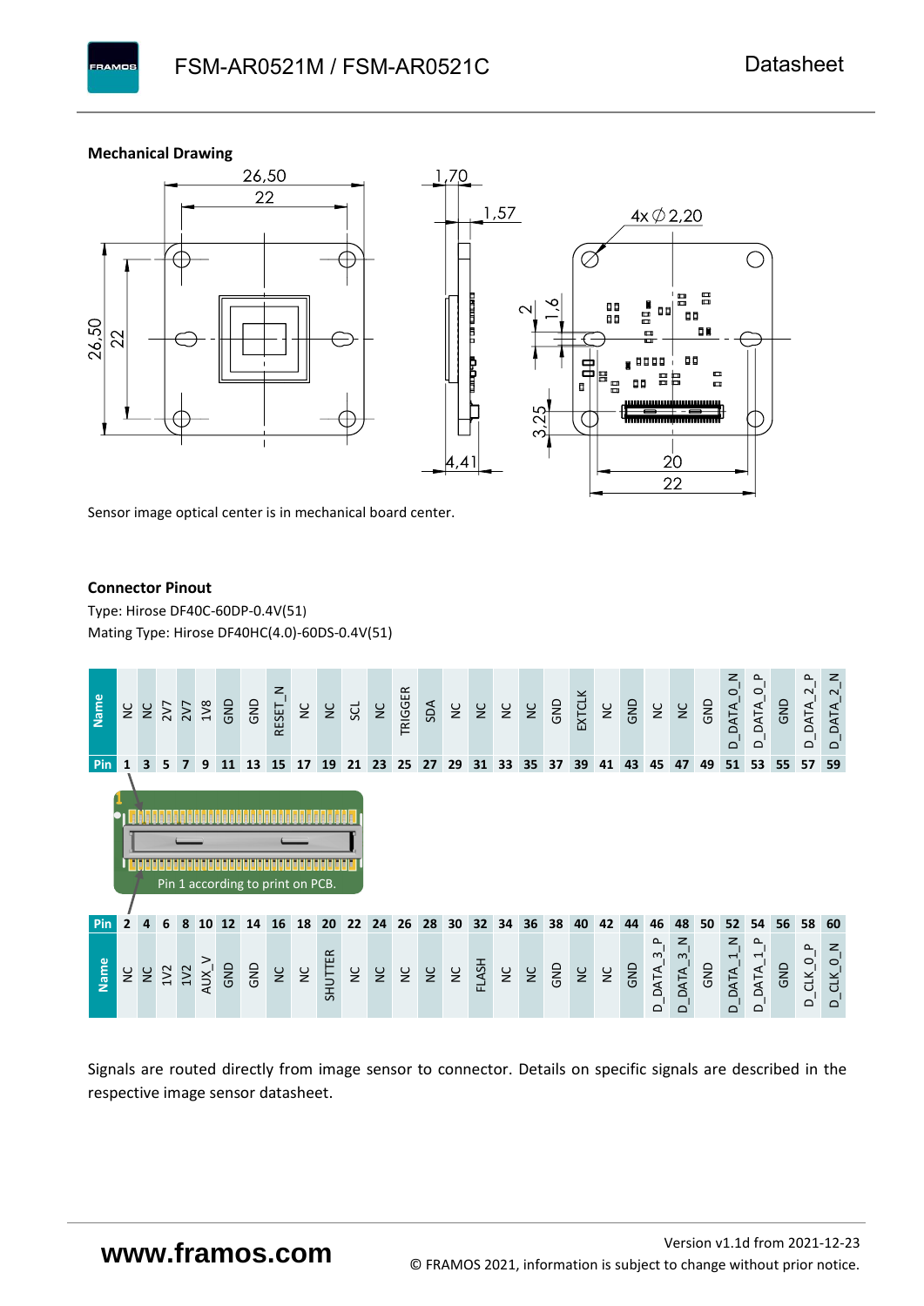## Mechanical Drawing

26,50
22
26,50
22
1,70
1,57
4,41
4x ∅ 2,20
2
1,6
3,25
20
22

Sensor image optical center is in mechanical board center.

## Connector Pinout

Type: Hirose DF40C-60DP-0.4V(51)
Mating Type: Hirose DF40HC(4.0)-60DS-0.4V(51)

| Name | NC | NC | 2V7 | 2V7 | 1V8 | GND | GND | RESET_N | NC | NC | SCL | NC | TRIGGER | SDA | NC | NC | NC | NC | GND | EXTCLK | NC | GND | NC | NC | GND | D_DATA_0_N | D_DATA_0_P | GND | D_DATA_2_P | D_DATA_2_N |
|---|---|---|---|---|---|---|---|---|---|---|---|---|---|---|---|---|---|---|---|---|---|---|---|---|---|---|---|---|---|---|
| Pin | 1 | 3 | 5 | 7 | 9 | 11 | 13 | 15 | 17 | 19 | 21 | 23 | 25 | 27 | 29 | 31 | 33 | 35 | 37 | 39 | 41 | 43 | 45 | 47 | 49 | 51 | 53 | 55 | 57 | 59 |

1

Pin 1 according to print on PCB.

| Pin | 2 | 4 | 6 | 8 | 10 | 12 | 14 | 16 | 18 | 20 | 22 | 24 | 26 | 28 | 30 | 32 | 34 | 36 | 38 | 40 | 42 | 44 | 46 | 48 | 50 | 52 | 54 | 56 | 58 | 60 |
|---|---|---|---|---|---|---|---|---|---|---|---|---|---|---|---|---|---|---|---|---|---|---|---|---|---|---|---|---|---|---|
| Name | NC | NC | 1V2 | 1V2 | AUX_V | GND | GND | NC | NC | SHUTTER | NC | NC | NC | NC | NC | FLASH | NC | NC | GND | NC | NC | GND | D_DATA_3_P | D_DATA_3_N | GND | D_DATA_1_N | D_DATA_1_P | GND | D_CLK_0_P | D_CLK_0_N |

Signals are routed directly from image sensor to connector. Details on specific signals are described in the respective image sensor datasheet.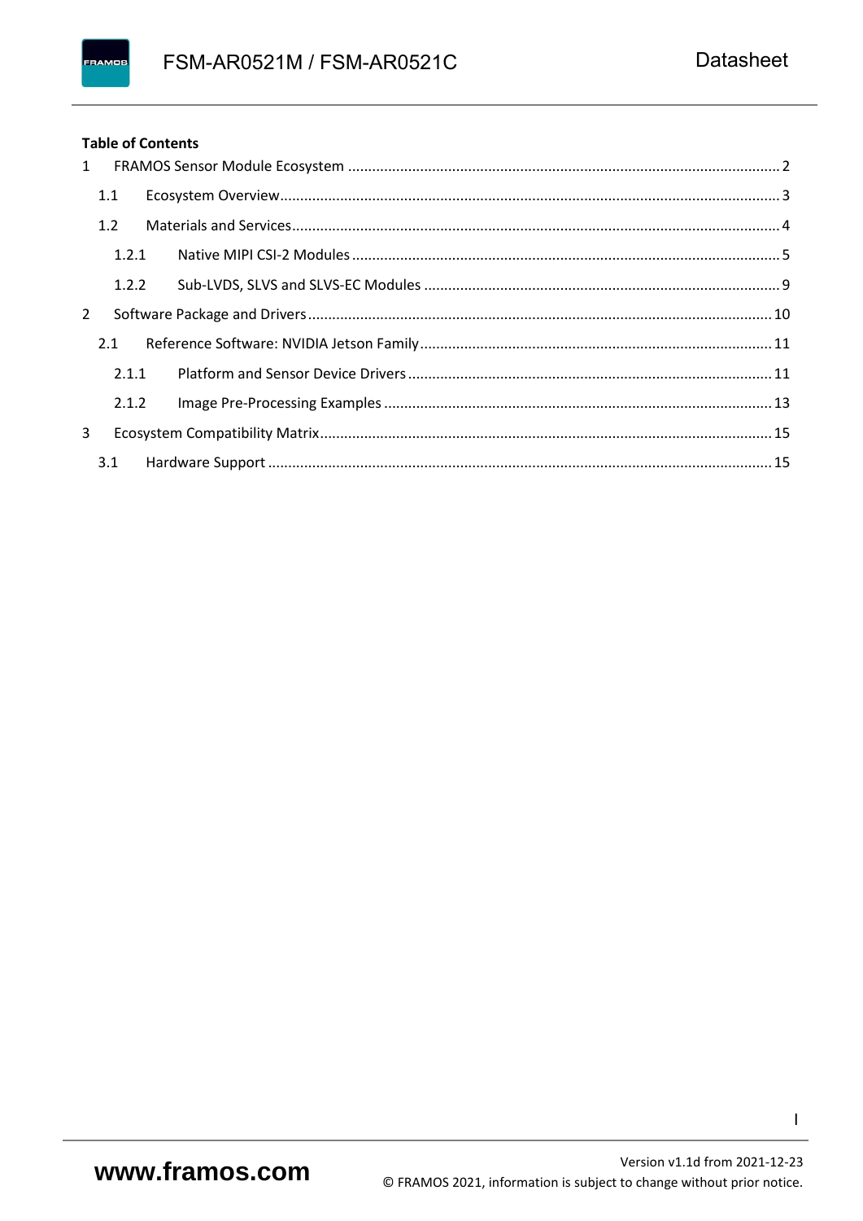**Table of Contents**

1 FRAMOS Sensor Module Ecosystem ........................................................................................................ 2

1.1 Ecosystem Overview........................................................................................................................... 3

1.2 Materials and Services........................................................................................................................ 4

1.2.1 Native MIPI CSI-2 Modules .......................................................................................................... 5

1.2.2 Sub-LVDS, SLVS and SLVS-EC Modules ....................................................................................... 9

2 Software Package and Drivers.................................................................................................................. 10

2.1 Reference Software: NVIDIA Jetson Family...................................................................................... 11

2.1.1 Platform and Sensor Device Drivers.......................................................................................... 11

2.1.2 Image Pre-Processing Examples ................................................................................................ 13

3 Ecosystem Compatibility Matrix............................................................................................................... 15

3.1 Hardware Support ............................................................................................................................ 15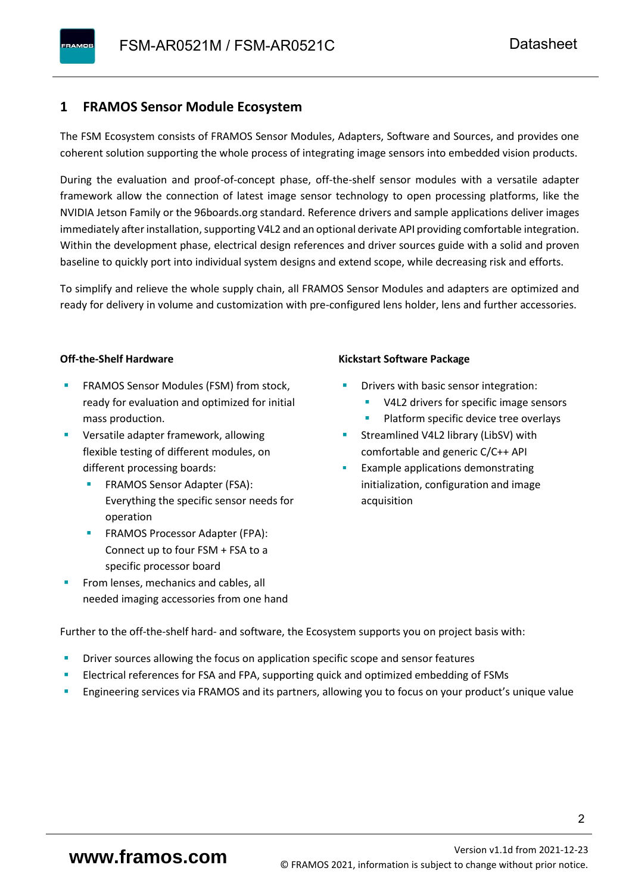# 1 FRAMOS Sensor Module Ecosystem

The FSM Ecosystem consists of FRAMOS Sensor Modules, Adapters, Software and Sources, and provides one coherent solution supporting the whole process of integrating image sensors into embedded vision products.

During the evaluation and proof-of-concept phase, off-the-shelf sensor modules with a versatile adapter framework allow the connection of latest image sensor technology to open processing platforms, like the NVIDIA Jetson Family or the 96boards.org standard. Reference drivers and sample applications deliver images immediately after installation, supporting V4L2 and an optional derivate API providing comfortable integration. Within the development phase, electrical design references and driver sources guide with a solid and proven baseline to quickly port into individual system designs and extend scope, while decreasing risk and efforts.

To simplify and relieve the whole supply chain, all FRAMOS Sensor Modules and adapters are optimized and ready for delivery in volume and customization with pre-configured lens holder, lens and further accessories.

**Off-the-Shelf Hardware**

- FRAMOS Sensor Modules (FSM) from stock, ready for evaluation and optimized for initial mass production.
- Versatile adapter framework, allowing flexible testing of different modules, on different processing boards:
  - FRAMOS Sensor Adapter (FSA): Everything the specific sensor needs for operation
  - FRAMOS Processor Adapter (FPA): Connect up to four FSM + FSA to a specific processor board
- From lenses, mechanics and cables, all needed imaging accessories from one hand

**Kickstart Software Package**

- Drivers with basic sensor integration:
  - V4L2 drivers for specific image sensors
  - Platform specific device tree overlays
- Streamlined V4L2 library (LibSV) with comfortable and generic C/C++ API
- Example applications demonstrating initialization, configuration and image acquisition

Further to the off-the-shelf hard- and software, the Ecosystem supports you on project basis with:

- Driver sources allowing the focus on application specific scope and sensor features
- Electrical references for FSA and FPA, supporting quick and optimized embedding of FSMs
- Engineering services via FRAMOS and its partners, allowing you to focus on your product's unique value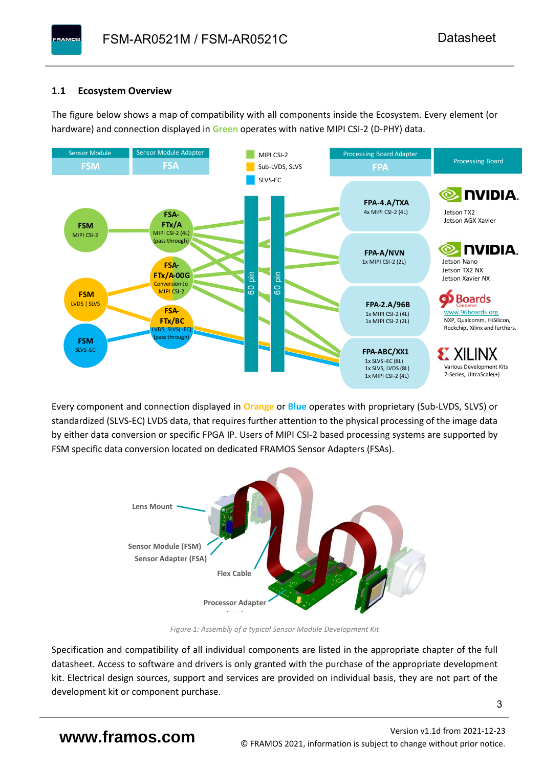### 1.1 Ecosystem Overview

The figure below shows a map of compatibility with all components inside the Ecosystem. Every element (or hardware) and connection displayed in **Green** operates with native MIPI CSI-2 (D-PHY) data.

Sensor Module FSM
Sensor Module Adapter FSA
MIPI CSI-2
Sub-LVDS, SLVS
SLVS-EC
Processing Board Adapter FPA
Processing Board

FSM MIPI CSI-2
FSM LVDS | SLVS
FSM SLVS-EC
FSA-FTx/A MIPI CSI-2 (4L) (pass through)
FSA-FTx/A-00G Conversion to MIPI CSI-2
FSA-FTx/BC LVDS, SLVS(-EC) (pass through)
60 pin
60 pin
FPA-4.A/TXA 4x MIPI CSI-2 (4L)
FPA-A/NVN 1x MIPI CSI-2 (2L)
FPA-2.A/96B 1x MIPI CSI-2 (4L) 1x MIPI CSI-2 (2L)
FPA-ABC/XX1 1x SLVS-EC (8L) 1x SLVS, LVDS (8L) 1x MIPI CSI-2 (4L)
NVIDIA Jetson TX2 Jetson AGX Xavier
NVIDIA Jetson Nano Jetson TX2 NX Jetson Xavier NX
96Boards Consumer www.96boards.org NXP, Qualcomm, HiSilicon, Rockchip, Xilinx and furthers.
XILINX Various Development Kits 7-Series, UltraScale(+)

Every component and connection displayed in **Orange** or **Blue** operates with proprietary (Sub-LVDS, SLVS) or standardized (SLVS-EC) LVDS data, that requires further attention to the physical processing of the image data by either data conversion or specific FPGA IP. Users of MIPI CSI-2 based processing systems are supported by FSM specific data conversion located on dedicated FRAMOS Sensor Adapters (FSAs).

Lens Mount
Sensor Module (FSM)
Sensor Adapter (FSA)
Flex Cable
Processor Adapter

*Figure 1: Assembly of a typical Sensor Module Development Kit*

Specification and compatibility of all individual components are listed in the appropriate chapter of the full datasheet. Access to software and drivers is only granted with the purchase of the appropriate development kit. Electrical design sources, support and services are provided on individual basis, they are not part of the development kit or component purchase.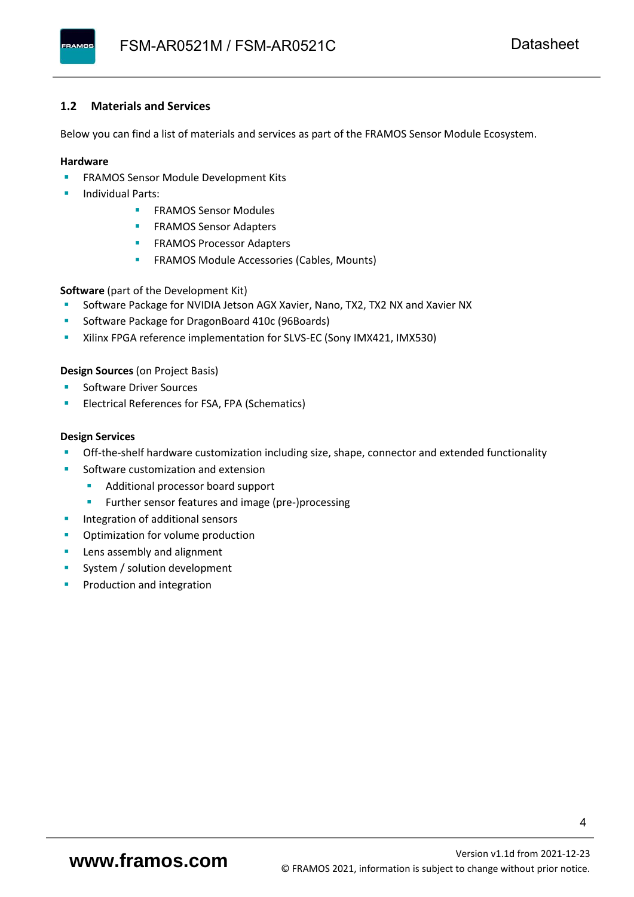## 1.2 Materials and Services

Below you can find a list of materials and services as part of the FRAMOS Sensor Module Ecosystem.

**Hardware**

- FRAMOS Sensor Module Development Kits
- Individual Parts:
  - FRAMOS Sensor Modules
  - FRAMOS Sensor Adapters
  - FRAMOS Processor Adapters
  - FRAMOS Module Accessories (Cables, Mounts)

**Software** (part of the Development Kit)

- Software Package for NVIDIA Jetson AGX Xavier, Nano, TX2, TX2 NX and Xavier NX
- Software Package for DragonBoard 410c (96Boards)
- Xilinx FPGA reference implementation for SLVS-EC (Sony IMX421, IMX530)

**Design Sources** (on Project Basis)

- Software Driver Sources
- Electrical References for FSA, FPA (Schematics)

**Design Services**

- Off-the-shelf hardware customization including size, shape, connector and extended functionality
- Software customization and extension
  - Additional processor board support
  - Further sensor features and image (pre-)processing
- Integration of additional sensors
- Optimization for volume production
- Lens assembly and alignment
- System / solution development
- Production and integration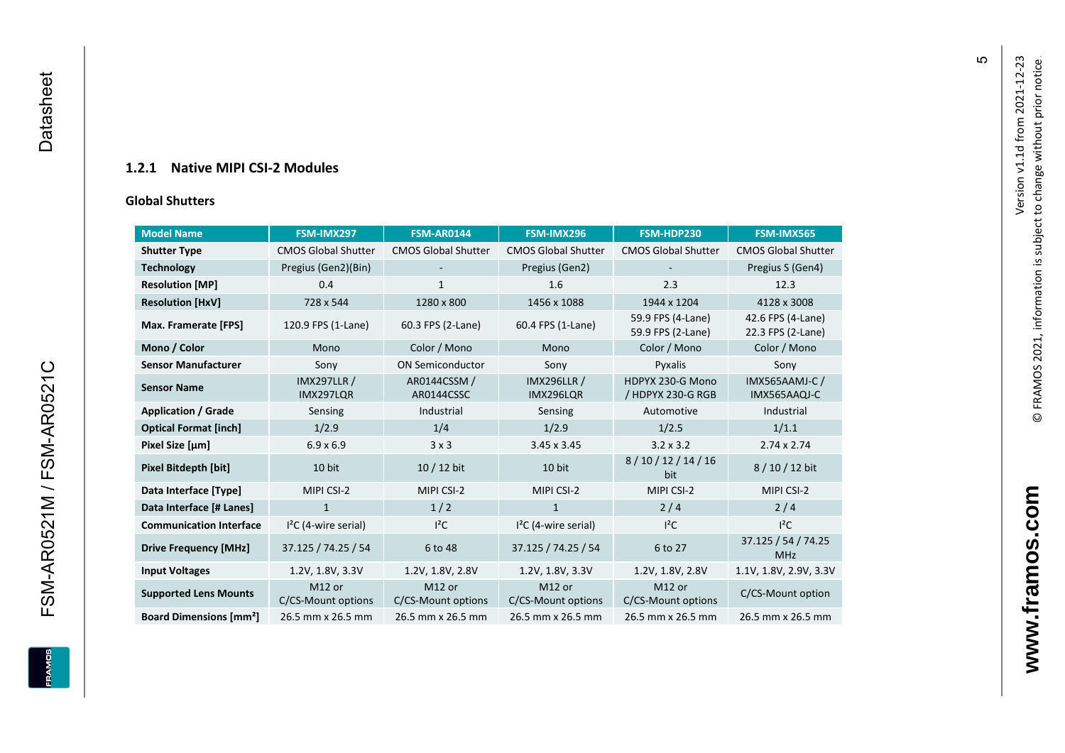### 1.2.1 Native MIPI CSI-2 Modules

**Global Shutters**

| Model Name | FSM-IMX297 | FSM-AR0144 | FSM-IMX296 | FSM-HDP230 | FSM-IMX565 |
|---|---|---|---|---|---|
| **Shutter Type** | CMOS Global Shutter | CMOS Global Shutter | CMOS Global Shutter | CMOS Global Shutter | CMOS Global Shutter |
| **Technology** | Pregius (Gen2)(Bin) | - | Pregius (Gen2) | - | Pregius S (Gen4) |
| **Resolution [MP]** | 0.4 | 1 | 1.6 | 2.3 | 12.3 |
| **Resolution [HxV]** | 728 x 544 | 1280 x 800 | 1456 x 1088 | 1944 x 1204 | 4128 x 3008 |
| **Max. Framerate [FPS]** | 120.9 FPS (1-Lane) | 60.3 FPS (2-Lane) | 60.4 FPS (1-Lane) | 59.9 FPS (4-Lane) 59.9 FPS (2-Lane) | 42.6 FPS (4-Lane) 22.3 FPS (2-Lane) |
| **Mono / Color** | Mono | Color / Mono | Mono | Color / Mono | Color / Mono |
| **Sensor Manufacturer** | Sony | ON Semiconductor | Sony | Pyxalis | Sony |
| **Sensor Name** | IMX297LLR / IMX297LQR | AR0144CSSM / AR0144CSSC | IMX296LLR / IMX296LQR | HDPYX 230-G Mono / HDPYX 230-G RGB | IMX565AAMJ-C / IMX565AAQJ-C |
| **Application / Grade** | Sensing | Industrial | Sensing | Automotive | Industrial |
| **Optical Format [inch]** | 1/2.9 | 1/4 | 1/2.9 | 1/2.5 | 1/1.1 |
| **Pixel Size [µm]** | 6.9 x 6.9 | 3 x 3 | 3.45 x 3.45 | 3.2 x 3.2 | 2.74 x 2.74 |
| **Pixel Bitdepth [bit]** | 10 bit | 10 / 12 bit | 10 bit | 8 / 10 / 12 / 14 / 16 bit | 8 / 10 / 12 bit |
| **Data Interface [Type]** | MIPI CSI-2 | MIPI CSI-2 | MIPI CSI-2 | MIPI CSI-2 | MIPI CSI-2 |
| **Data Interface [# Lanes]** | 1 | 1 / 2 | 1 | 2 / 4 | 2 / 4 |
| **Communication Interface** | I²C (4-wire serial) | I²C | I²C (4-wire serial) | I²C | I²C |
| **Drive Frequency [MHz]** | 37.125 / 74.25 / 54 | 6 to 48 | 37.125 / 74.25 / 54 | 6 to 27 | 37.125 / 54 / 74.25 MHz |
| **Input Voltages** | 1.2V, 1.8V, 3.3V | 1.2V, 1.8V, 2.8V | 1.2V, 1.8V, 3.3V | 1.2V, 1.8V, 2.8V | 1.1V, 1.8V, 2.9V, 3.3V |
| **Supported Lens Mounts** | M12 or C/CS-Mount options | M12 or C/CS-Mount options | M12 or C/CS-Mount options | M12 or C/CS-Mount options | C/CS-Mount option |
| **Board Dimensions [mm²]** | 26.5 mm x 26.5 mm | 26.5 mm x 26.5 mm | 26.5 mm x 26.5 mm | 26.5 mm x 26.5 mm | 26.5 mm x 26.5 mm |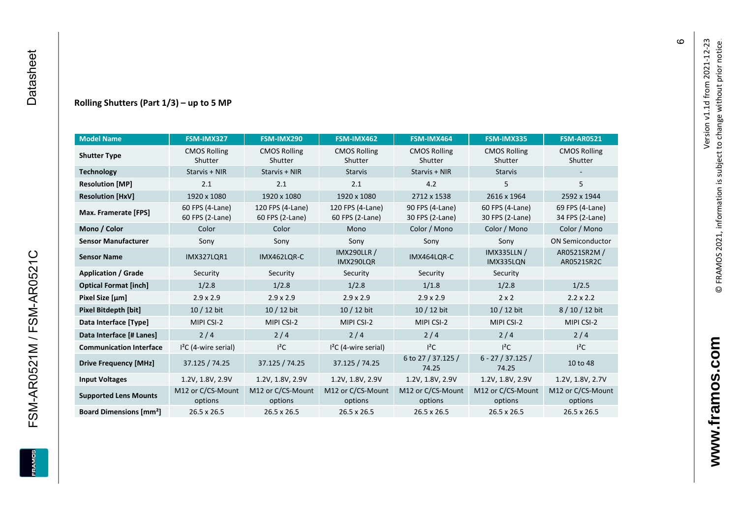**Rolling Shutters (Part 1/3) – up to 5 MP**

| Model Name | FSM-IMX327 | FSM-IMX290 | FSM-IMX462 | FSM-IMX464 | FSM-IMX335 | FSM-AR0521 |
|---|---|---|---|---|---|---|
| **Shutter Type** | CMOS Rolling Shutter | CMOS Rolling Shutter | CMOS Rolling Shutter | CMOS Rolling Shutter | CMOS Rolling Shutter | CMOS Rolling Shutter |
| **Technology** | Starvis + NIR | Starvis + NIR | Starvis | Starvis + NIR | Starvis | - |
| **Resolution [MP]** | 2.1 | 2.1 | 2.1 | 4.2 | 5 | 5 |
| **Resolution [HxV]** | 1920 x 1080 | 1920 x 1080 | 1920 x 1080 | 2712 x 1538 | 2616 x 1964 | 2592 x 1944 |
| **Max. Framerate [FPS]** | 60 FPS (4-Lane) 60 FPS (2-Lane) | 120 FPS (4-Lane) 60 FPS (2-Lane) | 120 FPS (4-Lane) 60 FPS (2-Lane) | 90 FPS (4-Lane) 30 FPS (2-Lane) | 60 FPS (4-Lane) 30 FPS (2-Lane) | 69 FPS (4-Lane) 34 FPS (2-Lane) |
| **Mono / Color** | Color | Color | Mono | Color / Mono | Color / Mono | Color / Mono |
| **Sensor Manufacturer** | Sony | Sony | Sony | Sony | Sony | ON Semiconductor |
| **Sensor Name** | IMX327LQR1 | IMX462LQR-C | IMX290LLR / IMX290LQR | IMX464LQR-C | IMX335LLN / IMX335LQN | AR0521SR2M / AR0521SR2C |
| **Application / Grade** | Security | Security | Security | Security | Security | |
| **Optical Format [inch]** | 1/2.8 | 1/2.8 | 1/2.8 | 1/1.8 | 1/2.8 | 1/2.5 |
| **Pixel Size [µm]** | 2.9 x 2.9 | 2.9 x 2.9 | 2.9 x 2.9 | 2.9 x 2.9 | 2 x 2 | 2.2 x 2.2 |
| **Pixel Bitdepth [bit]** | 10 / 12 bit | 10 / 12 bit | 10 / 12 bit | 10 / 12 bit | 10 / 12 bit | 8 / 10 / 12 bit |
| **Data Interface [Type]** | MIPI CSI-2 | MIPI CSI-2 | MIPI CSI-2 | MIPI CSI-2 | MIPI CSI-2 | MIPI CSI-2 |
| **Data Interface [# Lanes]** | 2 / 4 | 2 / 4 | 2 / 4 | 2 / 4 | 2 / 4 | 2 / 4 |
| **Communication Interface** | I²C (4-wire serial) | I²C | I²C (4-wire serial) | I²C | I²C | I²C |
| **Drive Frequency [MHz]** | 37.125 / 74.25 | 37.125 / 74.25 | 37.125 / 74.25 | 6 to 27 / 37.125 / 74.25 | 6 - 27 / 37.125 / 74.25 | 10 to 48 |
| **Input Voltages** | 1.2V, 1.8V, 2.9V | 1.2V, 1.8V, 2.9V | 1.2V, 1.8V, 2.9V | 1.2V, 1.8V, 2.9V | 1.2V, 1.8V, 2.9V | 1.2V, 1.8V, 2.7V |
| **Supported Lens Mounts** | M12 or C/CS-Mount options | M12 or C/CS-Mount options | M12 or C/CS-Mount options | M12 or C/CS-Mount options | M12 or C/CS-Mount options | M12 or C/CS-Mount options |
| **Board Dimensions [mm²]** | 26.5 x 26.5 | 26.5 x 26.5 | 26.5 x 26.5 | 26.5 x 26.5 | 26.5 x 26.5 | 26.5 x 26.5 |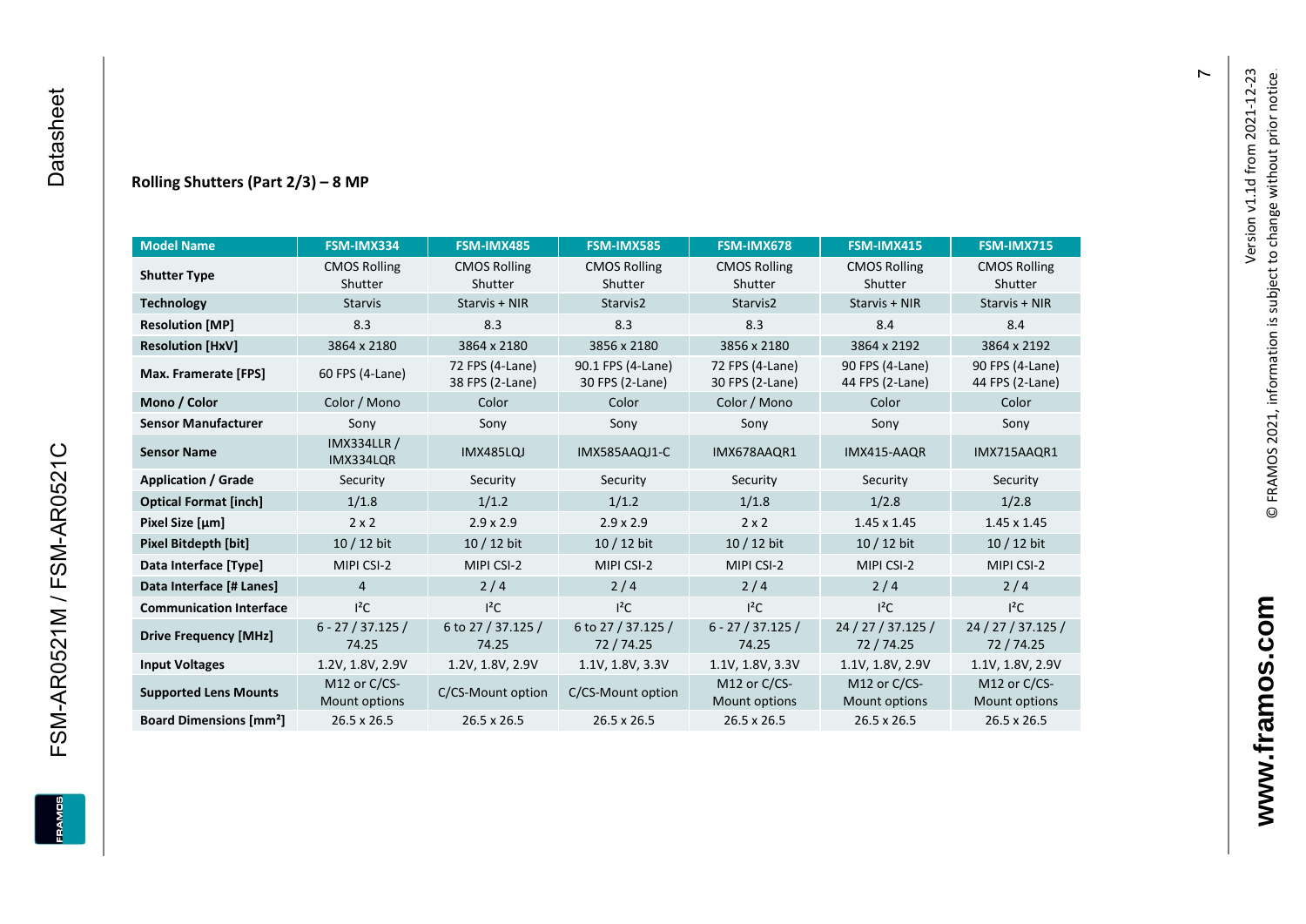### Rolling Shutters (Part 2/3) – 8 MP

| Model Name | FSM-IMX334 | FSM-IMX485 | FSM-IMX585 | FSM-IMX678 | FSM-IMX415 | FSM-IMX715 |
|---|---|---|---|---|---|---|
| **Shutter Type** | CMOS Rolling Shutter | CMOS Rolling Shutter | CMOS Rolling Shutter | CMOS Rolling Shutter | CMOS Rolling Shutter | CMOS Rolling Shutter |
| **Technology** | Starvis | Starvis + NIR | Starvis2 | Starvis2 | Starvis + NIR | Starvis + NIR |
| **Resolution [MP]** | 8.3 | 8.3 | 8.3 | 8.3 | 8.4 | 8.4 |
| **Resolution [HxV]** | 3864 x 2180 | 3864 x 2180 | 3856 x 2180 | 3856 x 2180 | 3864 x 2192 | 3864 x 2192 |
| **Max. Framerate [FPS]** | 60 FPS (4-Lane) | 72 FPS (4-Lane) 38 FPS (2-Lane) | 90.1 FPS (4-Lane) 30 FPS (2-Lane) | 72 FPS (4-Lane) 30 FPS (2-Lane) | 90 FPS (4-Lane) 44 FPS (2-Lane) | 90 FPS (4-Lane) 44 FPS (2-Lane) |
| **Mono / Color** | Color / Mono | Color | Color | Color / Mono | Color | Color |
| **Sensor Manufacturer** | Sony | Sony | Sony | Sony | Sony | Sony |
| **Sensor Name** | IMX334LLR / IMX334LQR | IMX485LQJ | IMX585AAQJ1-C | IMX678AAQR1 | IMX415-AAQR | IMX715AAQR1 |
| **Application / Grade** | Security | Security | Security | Security | Security | Security |
| **Optical Format [inch]** | 1/1.8 | 1/1.2 | 1/1.2 | 1/1.8 | 1/2.8 | 1/2.8 |
| **Pixel Size [µm]** | 2 x 2 | 2.9 x 2.9 | 2.9 x 2.9 | 2 x 2 | 1.45 x 1.45 | 1.45 x 1.45 |
| **Pixel Bitdepth [bit]** | 10 / 12 bit | 10 / 12 bit | 10 / 12 bit | 10 / 12 bit | 10 / 12 bit | 10 / 12 bit |
| **Data Interface [Type]** | MIPI CSI-2 | MIPI CSI-2 | MIPI CSI-2 | MIPI CSI-2 | MIPI CSI-2 | MIPI CSI-2 |
| **Data Interface [# Lanes]** | 4 | 2 / 4 | 2 / 4 | 2 / 4 | 2 / 4 | 2 / 4 |
| **Communication Interface** | I²C | I²C | I²C | I²C | I²C | I²C |
| **Drive Frequency [MHz]** | 6 - 27 / 37.125 / 74.25 | 6 to 27 / 37.125 / 74.25 | 6 to 27 / 37.125 / 72 / 74.25 | 6 - 27 / 37.125 / 74.25 | 24 / 27 / 37.125 / 72 / 74.25 | 24 / 27 / 37.125 / 72 / 74.25 |
| **Input Voltages** | 1.2V, 1.8V, 2.9V | 1.2V, 1.8V, 2.9V | 1.1V, 1.8V, 3.3V | 1.1V, 1.8V, 3.3V | 1.1V, 1.8V, 2.9V | 1.1V, 1.8V, 2.9V |
| **Supported Lens Mounts** | M12 or C/CS-Mount options | C/CS-Mount option | C/CS-Mount option | M12 or C/CS-Mount options | M12 or C/CS-Mount options | M12 or C/CS-Mount options |
| **Board Dimensions [mm²]** | 26.5 x 26.5 | 26.5 x 26.5 | 26.5 x 26.5 | 26.5 x 26.5 | 26.5 x 26.5 | 26.5 x 26.5 |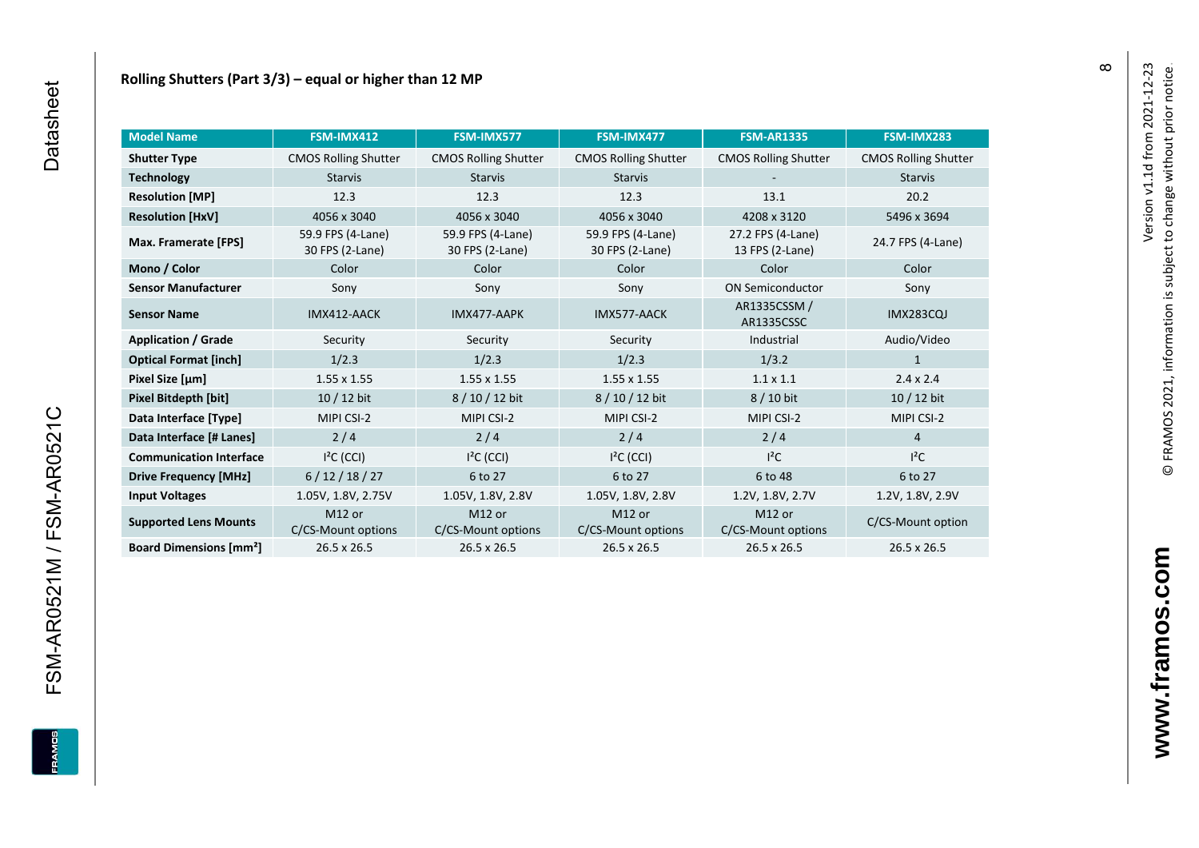## Rolling Shutters (Part 3/3) – equal or higher than 12 MP

| Model Name | FSM-IMX412 | FSM-IMX577 | FSM-IMX477 | FSM-AR1335 | FSM-IMX283 |
|---|---|---|---|---|---|
| **Shutter Type** | CMOS Rolling Shutter | CMOS Rolling Shutter | CMOS Rolling Shutter | CMOS Rolling Shutter | CMOS Rolling Shutter |
| **Technology** | Starvis | Starvis | Starvis | - | Starvis |
| **Resolution [MP]** | 12.3 | 12.3 | 12.3 | 13.1 | 20.2 |
| **Resolution [HxV]** | 4056 x 3040 | 4056 x 3040 | 4056 x 3040 | 4208 x 3120 | 5496 x 3694 |
| **Max. Framerate [FPS]** | 59.9 FPS (4-Lane) 30 FPS (2-Lane) | 59.9 FPS (4-Lane) 30 FPS (2-Lane) | 59.9 FPS (4-Lane) 30 FPS (2-Lane) | 27.2 FPS (4-Lane) 13 FPS (2-Lane) | 24.7 FPS (4-Lane) |
| **Mono / Color** | Color | Color | Color | Color | Color |
| **Sensor Manufacturer** | Sony | Sony | Sony | ON Semiconductor | Sony |
| **Sensor Name** | IMX412-AACK | IMX477-AAPK | IMX577-AACK | AR1335CSSM / AR1335CSSC | IMX283CQJ |
| **Application / Grade** | Security | Security | Security | Industrial | Audio/Video |
| **Optical Format [inch]** | 1/2.3 | 1/2.3 | 1/2.3 | 1/3.2 | 1 |
| **Pixel Size [µm]** | 1.55 x 1.55 | 1.55 x 1.55 | 1.55 x 1.55 | 1.1 x 1.1 | 2.4 x 2.4 |
| **Pixel Bitdepth [bit]** | 10 / 12 bit | 8 / 10 / 12 bit | 8 / 10 / 12 bit | 8 / 10 bit | 10 / 12 bit |
| **Data Interface [Type]** | MIPI CSI-2 | MIPI CSI-2 | MIPI CSI-2 | MIPI CSI-2 | MIPI CSI-2 |
| **Data Interface [# Lanes]** | 2 / 4 | 2 / 4 | 2 / 4 | 2 / 4 | 4 |
| **Communication Interface** | I²C (CCI) | I²C (CCI) | I²C (CCI) | I²C | I²C |
| **Drive Frequency [MHz]** | 6 / 12 / 18 / 27 | 6 to 27 | 6 to 27 | 6 to 48 | 6 to 27 |
| **Input Voltages** | 1.05V, 1.8V, 2.75V | 1.05V, 1.8V, 2.8V | 1.05V, 1.8V, 2.8V | 1.2V, 1.8V, 2.7V | 1.2V, 1.8V, 2.9V |
| **Supported Lens Mounts** | M12 or C/CS-Mount options | M12 or C/CS-Mount options | M12 or C/CS-Mount options | M12 or C/CS-Mount options | C/CS-Mount option |
| **Board Dimensions [mm²]** | 26.5 x 26.5 | 26.5 x 26.5 | 26.5 x 26.5 | 26.5 x 26.5 | 26.5 x 26.5 |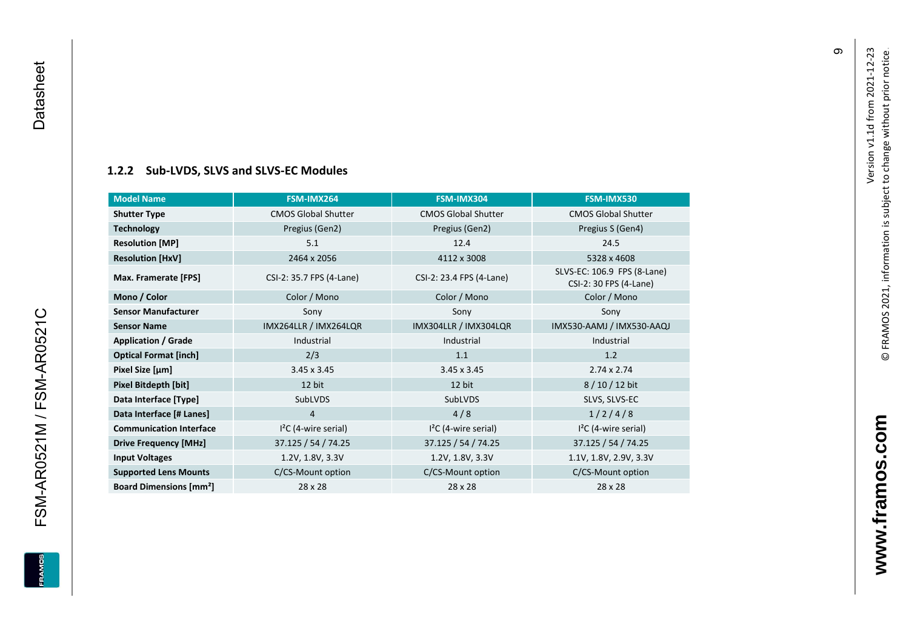### 1.2.2 Sub-LVDS, SLVS and SLVS-EC Modules

| Model Name | FSM-IMX264 | FSM-IMX304 | FSM-IMX530 |
|---|---|---|---|
| **Shutter Type** | CMOS Global Shutter | CMOS Global Shutter | CMOS Global Shutter |
| **Technology** | Pregius (Gen2) | Pregius (Gen2) | Pregius S (Gen4) |
| **Resolution [MP]** | 5.1 | 12.4 | 24.5 |
| **Resolution [HxV]** | 2464 x 2056 | 4112 x 3008 | 5328 x 4608 |
| **Max. Framerate [FPS]** | CSI-2: 35.7 FPS (4-Lane) | CSI-2: 23.4 FPS (4-Lane) | SLVS-EC: 106.9 FPS (8-Lane) CSI-2: 30 FPS (4-Lane) |
| **Mono / Color** | Color / Mono | Color / Mono | Color / Mono |
| **Sensor Manufacturer** | Sony | Sony | Sony |
| **Sensor Name** | IMX264LLR / IMX264LQR | IMX304LLR / IMX304LQR | IMX530-AAMJ / IMX530-AAQJ |
| **Application / Grade** | Industrial | Industrial | Industrial |
| **Optical Format [inch]** | 2/3 | 1.1 | 1.2 |
| **Pixel Size [µm]** | 3.45 x 3.45 | 3.45 x 3.45 | 2.74 x 2.74 |
| **Pixel Bitdepth [bit]** | 12 bit | 12 bit | 8 / 10 / 12 bit |
| **Data Interface [Type]** | SubLVDS | SubLVDS | SLVS, SLVS-EC |
| **Data Interface [# Lanes]** | 4 | 4 / 8 | 1 / 2 / 4 / 8 |
| **Communication Interface** | I²C (4-wire serial) | I²C (4-wire serial) | I²C (4-wire serial) |
| **Drive Frequency [MHz]** | 37.125 / 54 / 74.25 | 37.125 / 54 / 74.25 | 37.125 / 54 / 74.25 |
| **Input Voltages** | 1.2V, 1.8V, 3.3V | 1.2V, 1.8V, 3.3V | 1.1V, 1.8V, 2.9V, 3.3V |
| **Supported Lens Mounts** | C/CS-Mount option | C/CS-Mount option | C/CS-Mount option |
| **Board Dimensions [mm²]** | 28 x 28 | 28 x 28 | 28 x 28 |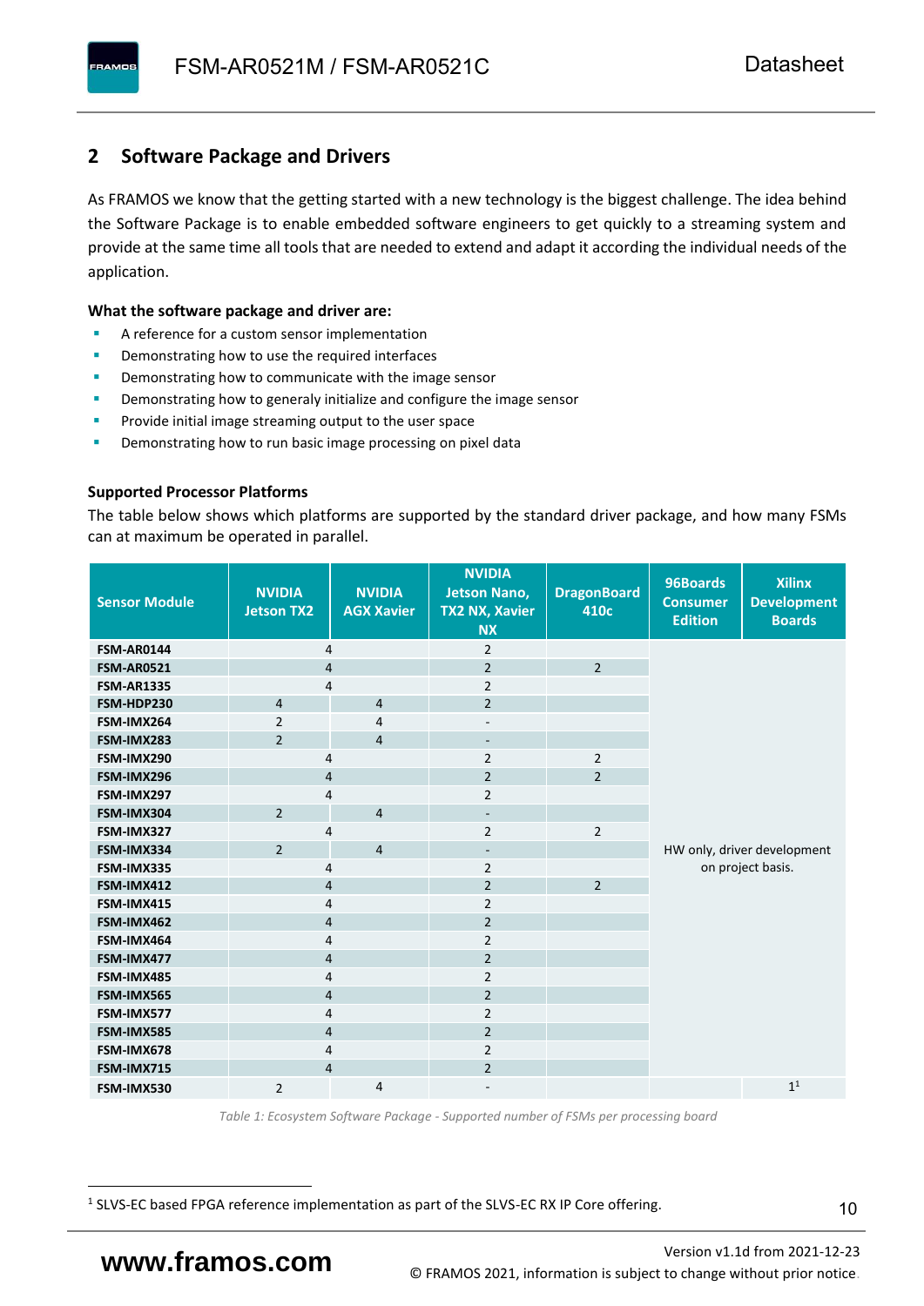## 2 Software Package and Drivers

As FRAMOS we know that the getting started with a new technology is the biggest challenge. The idea behind the Software Package is to enable embedded software engineers to get quickly to a streaming system and provide at the same time all tools that are needed to extend and adapt it according the individual needs of the application.

**What the software package and driver are:**

- A reference for a custom sensor implementation
- Demonstrating how to use the required interfaces
- Demonstrating how to communicate with the image sensor
- Demonstrating how to generaly initialize and configure the image sensor
- Provide initial image streaming output to the user space
- Demonstrating how to run basic image processing on pixel data

**Supported Processor Platforms**

The table below shows which platforms are supported by the standard driver package, and how many FSMs can at maximum be operated in parallel.

| Sensor Module | NVIDIA Jetson TX2 | NVIDIA AGX Xavier | NVIDIA Jetson Nano, TX2 NX, Xavier NX | DragonBoard 410c | 96Boards Consumer Edition | Xilinx Development Boards |
|---|---|---|---|---|---|---|
| FSM-AR0144 | 4 | 4 | 2 | | | |
| FSM-AR0521 | 4 | 4 | 2 | 2 | | |
| FSM-AR1335 | 4 | 4 | 2 | | | |
| FSM-HDP230 | 4 | 4 | 2 | | | |
| FSM-IMX264 | 2 | 4 | - | | | |
| FSM-IMX283 | 2 | 4 | - | | | |
| FSM-IMX290 | 4 | 4 | 2 | 2 | | |
| FSM-IMX296 | 4 | 4 | 2 | 2 | | |
| FSM-IMX297 | 4 | 4 | 2 | | | |
| FSM-IMX304 | 2 | 4 | - | | | |
| FSM-IMX327 | 4 | 4 | 2 | 2 | | |
| FSM-IMX334 | 2 | 4 | - | | HW only, driver development on project basis. | HW only, driver development on project basis. |
| FSM-IMX335 | 4 | 4 | 2 | | | |
| FSM-IMX412 | 4 | 4 | 2 | 2 | | |
| FSM-IMX415 | 4 | 4 | 2 | | | |
| FSM-IMX462 | 4 | 4 | 2 | | | |
| FSM-IMX464 | 4 | 4 | 2 | | | |
| FSM-IMX477 | 4 | 4 | 2 | | | |
| FSM-IMX485 | 4 | 4 | 2 | | | |
| FSM-IMX565 | 4 | 4 | 2 | | | |
| FSM-IMX577 | 4 | 4 | 2 | | | |
| FSM-IMX585 | 4 | 4 | 2 | | | |
| FSM-IMX678 | 4 | 4 | 2 | | | |
| FSM-IMX715 | 4 | 4 | 2 | | | |
| FSM-IMX530 | 2 | 4 | - | | | 1[1] |

*Table 1: Ecosystem Software Package - Supported number of FSMs per processing board*

[1] SLVS-EC based FPGA reference implementation as part of the SLVS-EC RX IP Core offering.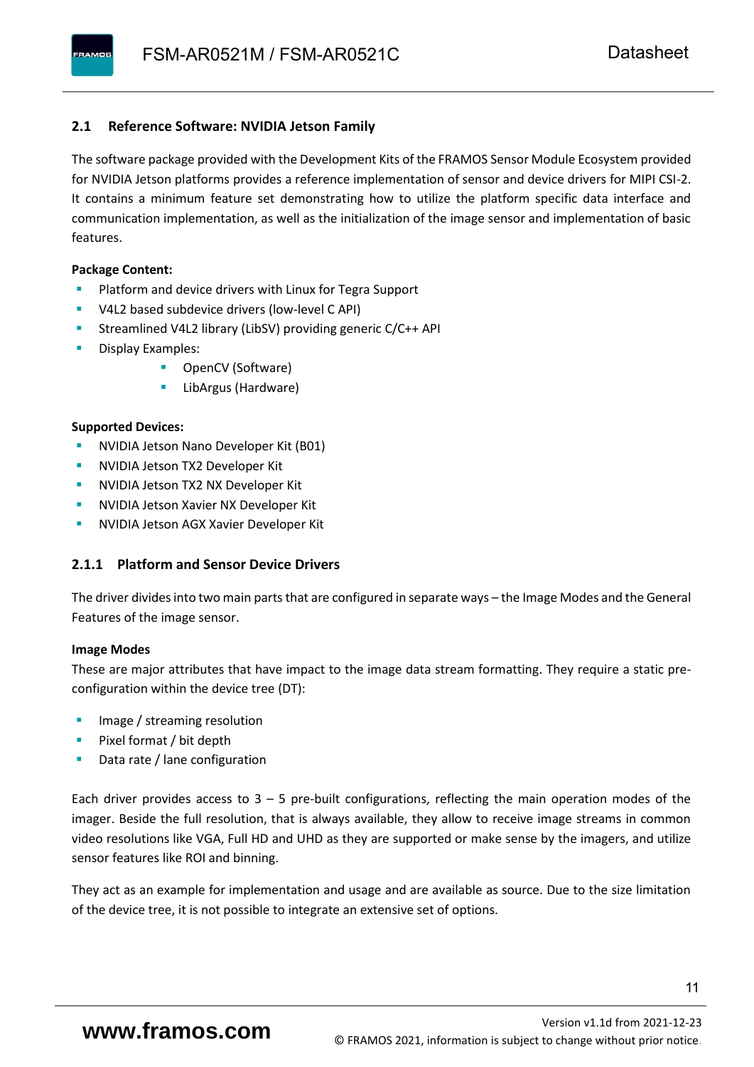## 2.1 Reference Software: NVIDIA Jetson Family

The software package provided with the Development Kits of the FRAMOS Sensor Module Ecosystem provided for NVIDIA Jetson platforms provides a reference implementation of sensor and device drivers for MIPI CSI-2. It contains a minimum feature set demonstrating how to utilize the platform specific data interface and communication implementation, as well as the initialization of the image sensor and implementation of basic features.

**Package Content:**

- Platform and device drivers with Linux for Tegra Support
- V4L2 based subdevice drivers (low-level C API)
- Streamlined V4L2 library (LibSV) providing generic C/C++ API
- Display Examples:
  - OpenCV (Software)
  - LibArgus (Hardware)

**Supported Devices:**

- NVIDIA Jetson Nano Developer Kit (B01)
- NVIDIA Jetson TX2 Developer Kit
- NVIDIA Jetson TX2 NX Developer Kit
- NVIDIA Jetson Xavier NX Developer Kit
- NVIDIA Jetson AGX Xavier Developer Kit

### 2.1.1 Platform and Sensor Device Drivers

The driver divides into two main parts that are configured in separate ways – the Image Modes and the General Features of the image sensor.

**Image Modes**

These are major attributes that have impact to the image data stream formatting. They require a static pre-configuration within the device tree (DT):

- Image / streaming resolution
- Pixel format / bit depth
- Data rate / lane configuration

Each driver provides access to 3 – 5 pre-built configurations, reflecting the main operation modes of the imager. Beside the full resolution, that is always available, they allow to receive image streams in common video resolutions like VGA, Full HD and UHD as they are supported or make sense by the imagers, and utilize sensor features like ROI and binning.

They act as an example for implementation and usage and are available as source. Due to the size limitation of the device tree, it is not possible to integrate an extensive set of options.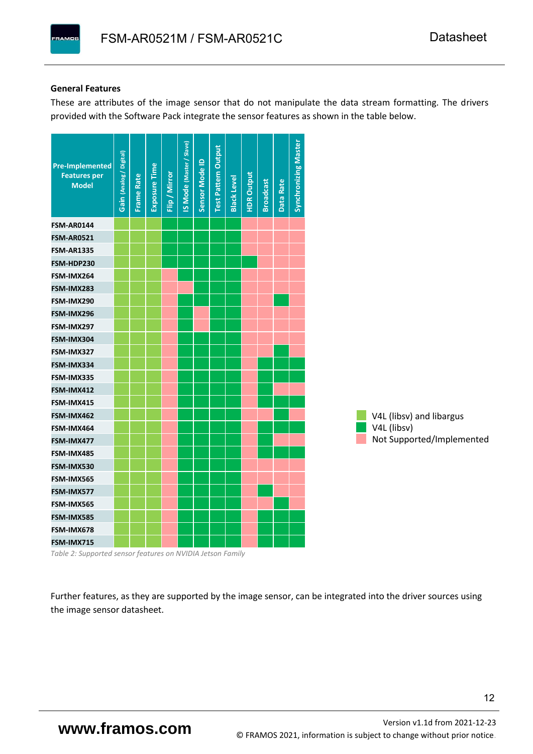### General Features

These are attributes of the image sensor that do not manipulate the data stream formatting. The drivers provided with the Software Pack integrate the sensor features as shown in the table below.

| Pre-Implemented Features per Model | Gain (Analog / Digital) | Frame Rate | Exposure Time | Flip / Mirror | IS Mode (Master / Slave) | Sensor Mode ID | Test Pattern Output | Black Level | HDR Output | Broadcast | Data Rate | Synchronizing Master |
|---|---|---|---|---|---|---|---|---|---|---|---|---|
| FSM-AR0144 | V4L (libsv) and libargus | V4L (libsv) and libargus | V4L (libsv) and libargus | V4L (libsv) | V4L (libsv) | V4L (libsv) | V4L (libsv) | V4L (libsv) | Not Supported | Not Supported | Not Supported | Not Supported |
| FSM-AR0521 | V4L (libsv) and libargus | V4L (libsv) and libargus | V4L (libsv) and libargus | V4L (libsv) | V4L (libsv) | V4L (libsv) | V4L (libsv) | V4L (libsv) | Not Supported | Not Supported | Not Supported | Not Supported |
| FSM-AR1335 | V4L (libsv) and libargus | V4L (libsv) and libargus | V4L (libsv) and libargus | V4L (libsv) | V4L (libsv) | V4L (libsv) | V4L (libsv) | V4L (libsv) | Not Supported | Not Supported | Not Supported | Not Supported |
| FSM-HDP230 | V4L (libsv) and libargus | V4L (libsv) and libargus | V4L (libsv) and libargus | V4L (libsv) | V4L (libsv) | V4L (libsv) | V4L (libsv) | V4L (libsv) | V4L (libsv) | Not Supported | Not Supported | Not Supported |
| FSM-IMX264 | V4L (libsv) and libargus | V4L (libsv) and libargus | V4L (libsv) and libargus | Not Supported | V4L (libsv) | V4L (libsv) | V4L (libsv) | V4L (libsv) | Not Supported | Not Supported | Not Supported | Not Supported |
| FSM-IMX283 | V4L (libsv) and libargus | V4L (libsv) and libargus | V4L (libsv) and libargus | Not Supported | Not Supported | V4L (libsv) | V4L (libsv) | V4L (libsv) | Not Supported | Not Supported | Not Supported | Not Supported |
| FSM-IMX290 | V4L (libsv) and libargus | V4L (libsv) and libargus | V4L (libsv) and libargus | Not Supported | V4L (libsv) | V4L (libsv) | V4L (libsv) | V4L (libsv) | Not Supported | Not Supported | V4L (libsv) | Not Supported |
| FSM-IMX296 | V4L (libsv) and libargus | V4L (libsv) and libargus | V4L (libsv) and libargus | Not Supported | V4L (libsv) | Not Supported | V4L (libsv) | V4L (libsv) | Not Supported | Not Supported | Not Supported | Not Supported |
| FSM-IMX297 | V4L (libsv) and libargus | V4L (libsv) and libargus | V4L (libsv) and libargus | Not Supported | V4L (libsv) | Not Supported | V4L (libsv) | V4L (libsv) | Not Supported | Not Supported | Not Supported | Not Supported |
| FSM-IMX304 | V4L (libsv) and libargus | V4L (libsv) and libargus | V4L (libsv) and libargus | Not Supported | V4L (libsv) | V4L (libsv) | V4L (libsv) | V4L (libsv) | Not Supported | Not Supported | Not Supported | Not Supported |
| FSM-IMX327 | V4L (libsv) and libargus | V4L (libsv) and libargus | V4L (libsv) and libargus | Not Supported | V4L (libsv) | V4L (libsv) | V4L (libsv) | V4L (libsv) | Not Supported | Not Supported | V4L (libsv) | Not Supported |
| FSM-IMX334 | V4L (libsv) and libargus | V4L (libsv) and libargus | V4L (libsv) and libargus | Not Supported | V4L (libsv) | V4L (libsv) | V4L (libsv) | V4L (libsv) | Not Supported | V4L (libsv) | V4L (libsv) | V4L (libsv) |
| FSM-IMX335 | V4L (libsv) and libargus | V4L (libsv) and libargus | V4L (libsv) and libargus | Not Supported | V4L (libsv) | V4L (libsv) | V4L (libsv) | V4L (libsv) | Not Supported | V4L (libsv) | V4L (libsv) | V4L (libsv) |
| FSM-IMX412 | V4L (libsv) and libargus | V4L (libsv) and libargus | V4L (libsv) and libargus | Not Supported | V4L (libsv) | V4L (libsv) | V4L (libsv) | V4L (libsv) | Not Supported | V4L (libsv) | Not Supported | Not Supported |
| FSM-IMX415 | V4L (libsv) and libargus | V4L (libsv) and libargus | V4L (libsv) and libargus | Not Supported | V4L (libsv) | V4L (libsv) | V4L (libsv) | V4L (libsv) | Not Supported | V4L (libsv) | V4L (libsv) | V4L (libsv) |
| FSM-IMX462 | V4L (libsv) and libargus | V4L (libsv) and libargus | V4L (libsv) and libargus | Not Supported | V4L (libsv) | V4L (libsv) | V4L (libsv) | V4L (libsv) | Not Supported | Not Supported | V4L (libsv) | Not Supported |
| FSM-IMX464 | V4L (libsv) and libargus | V4L (libsv) and libargus | V4L (libsv) and libargus | Not Supported | V4L (libsv) | V4L (libsv) | V4L (libsv) | V4L (libsv) | Not Supported | V4L (libsv) | V4L (libsv) | V4L (libsv) |
| FSM-IMX477 | V4L (libsv) and libargus | V4L (libsv) and libargus | V4L (libsv) and libargus | Not Supported | V4L (libsv) | V4L (libsv) | V4L (libsv) | V4L (libsv) | Not Supported | V4L (libsv) | Not Supported | Not Supported |
| FSM-IMX485 | V4L (libsv) and libargus | V4L (libsv) and libargus | V4L (libsv) and libargus | Not Supported | V4L (libsv) | V4L (libsv) | V4L (libsv) | V4L (libsv) | Not Supported | V4L (libsv) | V4L (libsv) | V4L (libsv) |
| FSM-IMX530 | V4L (libsv) and libargus | V4L (libsv) and libargus | V4L (libsv) and libargus | Not Supported | V4L (libsv) | V4L (libsv) | V4L (libsv) | V4L (libsv) | Not Supported | Not Supported | Not Supported | Not Supported |
| FSM-IMX565 | V4L (libsv) and libargus | V4L (libsv) and libargus | V4L (libsv) and libargus | Not Supported | V4L (libsv) | V4L (libsv) | V4L (libsv) | V4L (libsv) | Not Supported | Not Supported | Not Supported | Not Supported |
| FSM-IMX577 | V4L (libsv) and libargus | V4L (libsv) and libargus | V4L (libsv) and libargus | Not Supported | V4L (libsv) | V4L (libsv) | V4L (libsv) | V4L (libsv) | Not Supported | V4L (libsv) | Not Supported | Not Supported |
| FSM-IMX565 | V4L (libsv) and libargus | V4L (libsv) and libargus | V4L (libsv) and libargus | Not Supported | V4L (libsv) | V4L (libsv) | V4L (libsv) | V4L (libsv) | Not Supported | Not Supported | V4L (libsv) | Not Supported |
| FSM-IMX585 | V4L (libsv) and libargus | V4L (libsv) and libargus | V4L (libsv) and libargus | Not Supported | V4L (libsv) | V4L (libsv) | V4L (libsv) | V4L (libsv) | Not Supported | V4L (libsv) | V4L (libsv) | V4L (libsv) |
| FSM-IMX678 | V4L (libsv) and libargus | V4L (libsv) and libargus | V4L (libsv) and libargus | Not Supported | V4L (libsv) | V4L (libsv) | V4L (libsv) | V4L (libsv) | Not Supported | V4L (libsv) | V4L (libsv) | V4L (libsv) |
| FSM-IMX715 | V4L (libsv) and libargus | V4L (libsv) and libargus | V4L (libsv) and libargus | Not Supported | V4L (libsv) | V4L (libsv) | V4L (libsv) | V4L (libsv) | Not Supported | V4L (libsv) | V4L (libsv) | V4L (libsv) |

*Table 2: Supported sensor features on NVIDIA Jetson Family*

V4L (libsv) and libargus
V4L (libsv)
Not Supported/Implemented

Further features, as they are supported by the image sensor, can be integrated into the driver sources using the image sensor datasheet.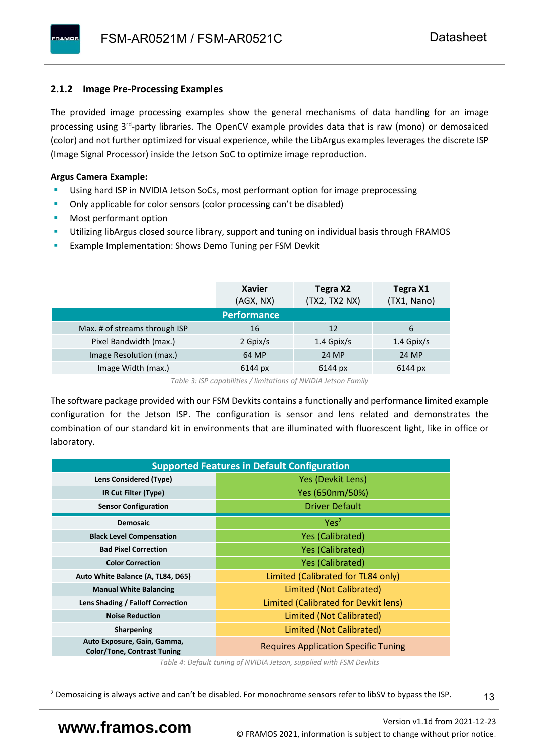### 2.1.2 Image Pre-Processing Examples

The provided image processing examples show the general mechanisms of data handling for an image processing using 3rd-party libraries. The OpenCV example provides data that is raw (mono) or demosaiced (color) and not further optimized for visual experience, while the LibArgus examples leverages the discrete ISP (Image Signal Processor) inside the Jetson SoC to optimize image reproduction.

**Argus Camera Example:**

- Using hard ISP in NVIDIA Jetson SoCs, most performant option for image preprocessing
- Only applicable for color sensors (color processing can't be disabled)
- Most performant option
- Utilizing libArgus closed source library, support and tuning on individual basis through FRAMOS
- Example Implementation: Shows Demo Tuning per FSM Devkit

| | Xavier (AGX, NX) | Tegra X2 (TX2, TX2 NX) | Tegra X1 (TX1, Nano) |
|---|---|---|---|
| **Performance** | | | |
| Max. # of streams through ISP | 16 | 12 | 6 |
| Pixel Bandwidth (max.) | 2 Gpix/s | 1.4 Gpix/s | 1.4 Gpix/s |
| Image Resolution (max.) | 64 MP | 24 MP | 24 MP |
| Image Width (max.) | 6144 px | 6144 px | 6144 px |

*Table 3: ISP capabilities / limitations of NVIDIA Jetson Family*

The software package provided with our FSM Devkits contains a functionally and performance limited example configuration for the Jetson ISP. The configuration is sensor and lens related and demonstrates the combination of our standard kit in environments that are illuminated with fluorescent light, like in office or laboratory.

| Supported Features in Default Configuration | |
|---|---|
| **Lens Considered (Type)** | Yes (Devkit Lens) |
| **IR Cut Filter (Type)** | Yes (650nm/50%) |
| **Sensor Configuration** | Driver Default |
| **Demosaic** | Yes[2] |
| **Black Level Compensation** | Yes (Calibrated) |
| **Bad Pixel Correction** | Yes (Calibrated) |
| **Color Correction** | Yes (Calibrated) |
| **Auto White Balance (A, TL84, D65)** | Limited (Calibrated for TL84 only) |
| **Manual White Balancing** | Limited (Not Calibrated) |
| **Lens Shading / Falloff Correction** | Limited (Calibrated for Devkit lens) |
| **Noise Reduction** | Limited (Not Calibrated) |
| **Sharpening** | Limited (Not Calibrated) |
| **Auto Exposure, Gain, Gamma, Color/Tone, Contrast Tuning** | Requires Application Specific Tuning |

*Table 4: Default tuning of NVIDIA Jetson, supplied with FSM Devkits*

[2] Demosaicing is always active and can't be disabled. For monochrome sensors refer to libSV to bypass the ISP.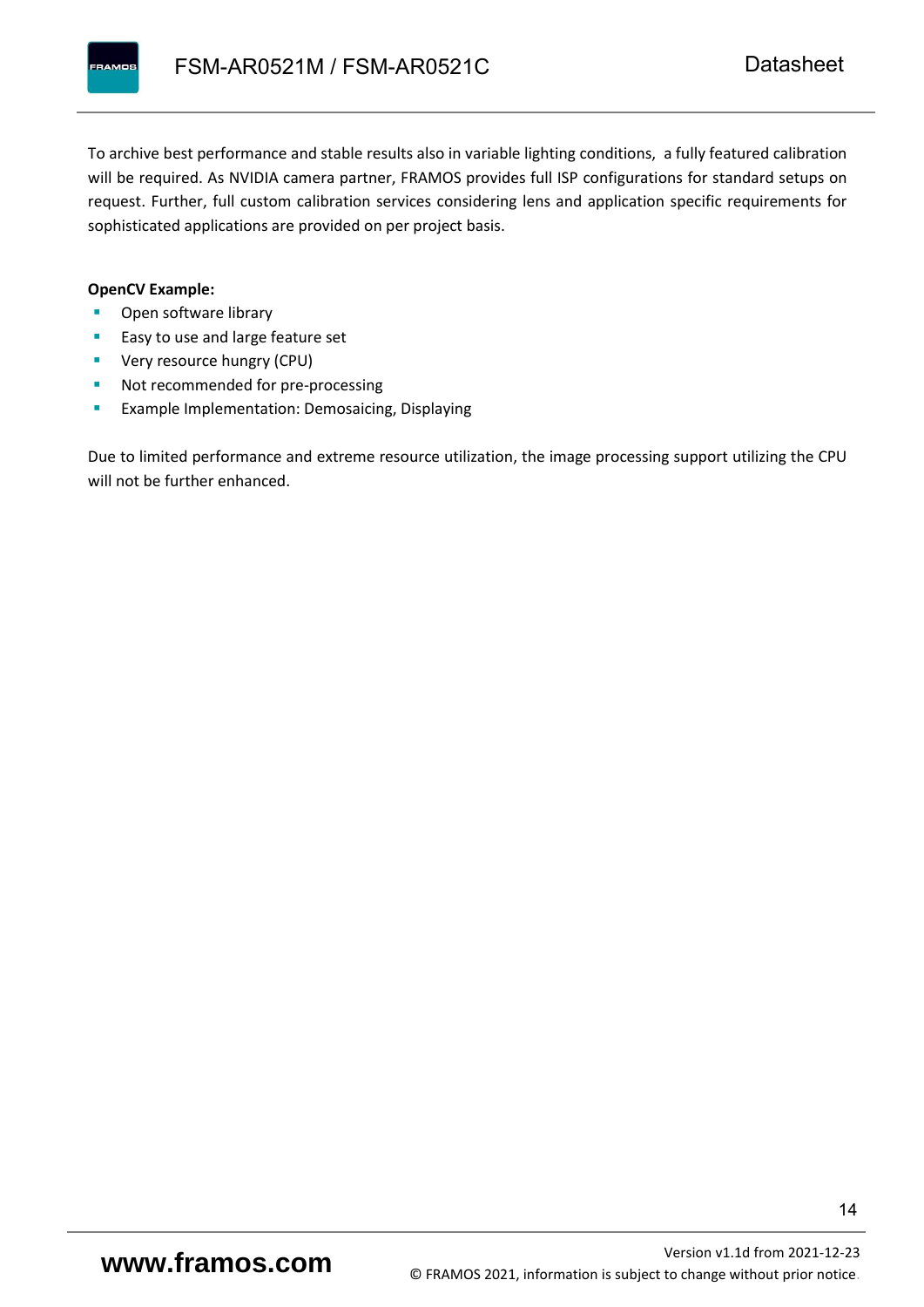To archive best performance and stable results also in variable lighting conditions, a fully featured calibration will be required. As NVIDIA camera partner, FRAMOS provides full ISP configurations for standard setups on request. Further, full custom calibration services considering lens and application specific requirements for sophisticated applications are provided on per project basis.

**OpenCV Example:**

- Open software library
- Easy to use and large feature set
- Very resource hungry (CPU)
- Not recommended for pre-processing
- Example Implementation: Demosaicing, Displaying

Due to limited performance and extreme resource utilization, the image processing support utilizing the CPU will not be further enhanced.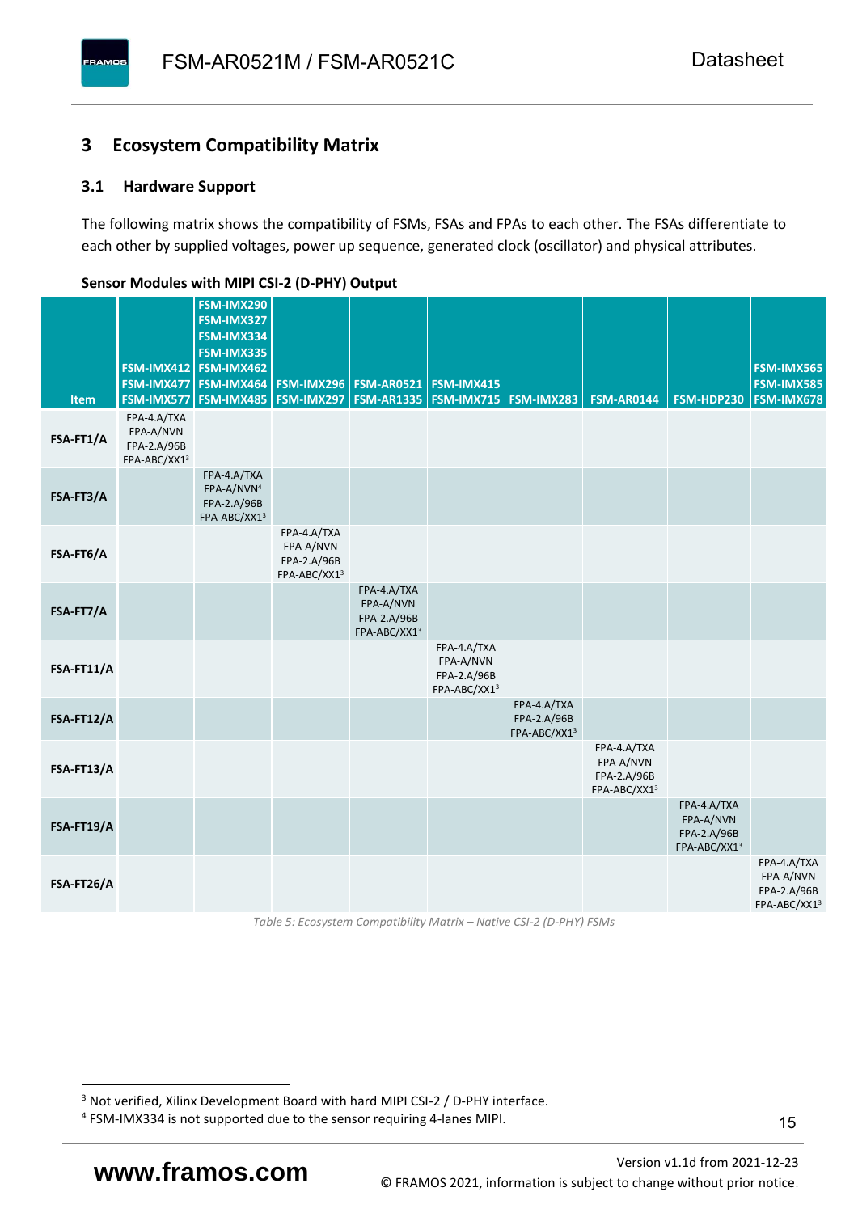## 3 Ecosystem Compatibility Matrix

### 3.1 Hardware Support

The following matrix shows the compatibility of FSMs, FSAs and FPAs to each other. The FSAs differentiate to each other by supplied voltages, power up sequence, generated clock (oscillator) and physical attributes.

**Sensor Modules with MIPI CSI-2 (D-PHY) Output**

| Item | FSM-IMX412 FSM-IMX477 FSM-IMX577 | FSM-IMX290 FSM-IMX327 FSM-IMX334 FSM-IMX335 FSM-IMX462 FSM-IMX464 FSM-IMX485 | FSM-IMX296 FSM-IMX297 | FSM-AR0521 FSM-AR1335 | FSM-IMX415 FSM-IMX715 | FSM-IMX283 | FSM-AR0144 | FSM-HDP230 | FSM-IMX565 FSM-IMX585 FSM-IMX678 |
|---|---|---|---|---|---|---|---|---|---|
| **FSA-FT1/A** | FPA-4.A/TXA FPA-A/NVN FPA-2.A/96B FPA-ABC/XX1[3] | | | | | | | | |
| **FSA-FT3/A** | | FPA-4.A/TXA FPA-A/NVN[4] FPA-2.A/96B FPA-ABC/XX1[3] | | | | | | | |
| **FSA-FT6/A** | | | FPA-4.A/TXA FPA-A/NVN FPA-2.A/96B FPA-ABC/XX1[3] | | | | | | |
| **FSA-FT7/A** | | | | FPA-4.A/TXA FPA-A/NVN FPA-2.A/96B FPA-ABC/XX1[3] | | | | | |
| **FSA-FT11/A** | | | | | FPA-4.A/TXA FPA-A/NVN FPA-2.A/96B FPA-ABC/XX1[3] | | | | |
| **FSA-FT12/A** | | | | | | FPA-4.A/TXA FPA-2.A/96B FPA-ABC/XX1[3] | | | |
| **FSA-FT13/A** | | | | | | | FPA-4.A/TXA FPA-A/NVN FPA-2.A/96B FPA-ABC/XX1[3] | | |
| **FSA-FT19/A** | | | | | | | | FPA-4.A/TXA FPA-A/NVN FPA-2.A/96B FPA-ABC/XX1[3] | |
| **FSA-FT26/A** | | | | | | | | | FPA-4.A/TXA FPA-A/NVN FPA-2.A/96B FPA-ABC/XX1[3] |

*Table 5: Ecosystem Compatibility Matrix – Native CSI-2 (D-PHY) FSMs*

[3] Not verified, Xilinx Development Board with hard MIPI CSI-2 / D-PHY interface.

[4] FSM-IMX334 is not supported due to the sensor requiring 4-lanes MIPI.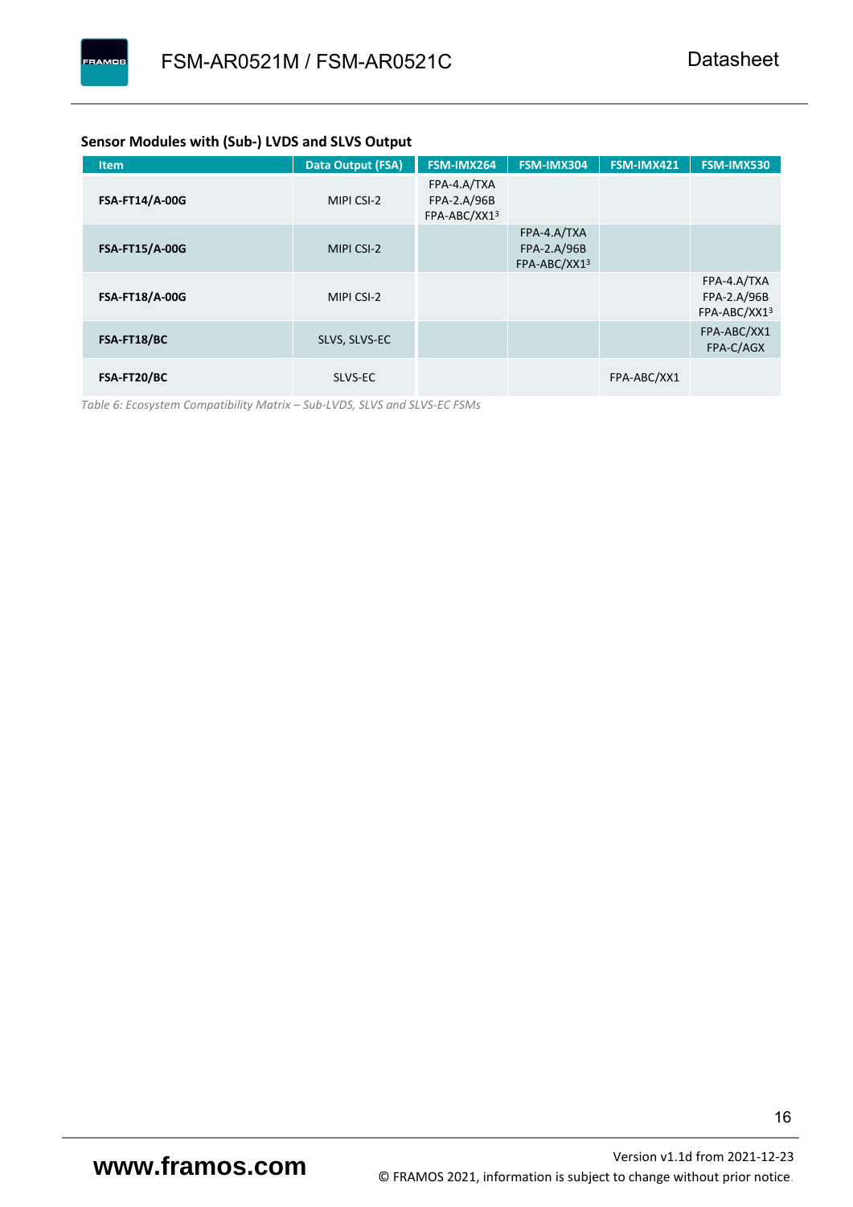### Sensor Modules with (Sub-) LVDS and SLVS Output

| Item | Data Output (FSA) | FSM-IMX264 | FSM-IMX304 | FSM-IMX421 | FSM-IMX530 |
|---|---|---|---|---|---|
| **FSA-FT14/A-00G** | MIPI CSI-2 | FPA-4.A/TXA FPA-2.A/96B FPA-ABC/XX1[3] | | | |
| **FSA-FT15/A-00G** | MIPI CSI-2 | | FPA-4.A/TXA FPA-2.A/96B FPA-ABC/XX1[3] | | |
| **FSA-FT18/A-00G** | MIPI CSI-2 | | | | FPA-4.A/TXA FPA-2.A/96B FPA-ABC/XX1[3] |
| **FSA-FT18/BC** | SLVS, SLVS-EC | | | | FPA-ABC/XX1 FPA-C/AGX |
| **FSA-FT20/BC** | SLVS-EC | | | FPA-ABC/XX1 | |

*Table 6: Ecosystem Compatibility Matrix – Sub-LVDS, SLVS and SLVS-EC FSMs*